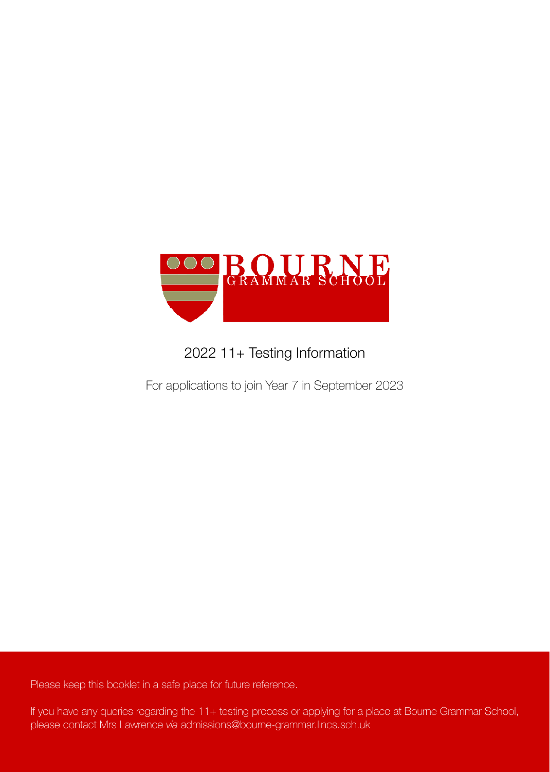BOURNE
GRAMMAR SCHOOL

# 2022 11+ Testing Information

For applications to join Year 7 in September 2023

Please keep this booklet in a safe place for future reference.

If you have any queries regarding the 11+ testing process or applying for a place at Bourne Grammar School, please contact Mrs Lawrence *via* admissions@bourne-grammar.lincs.sch.uk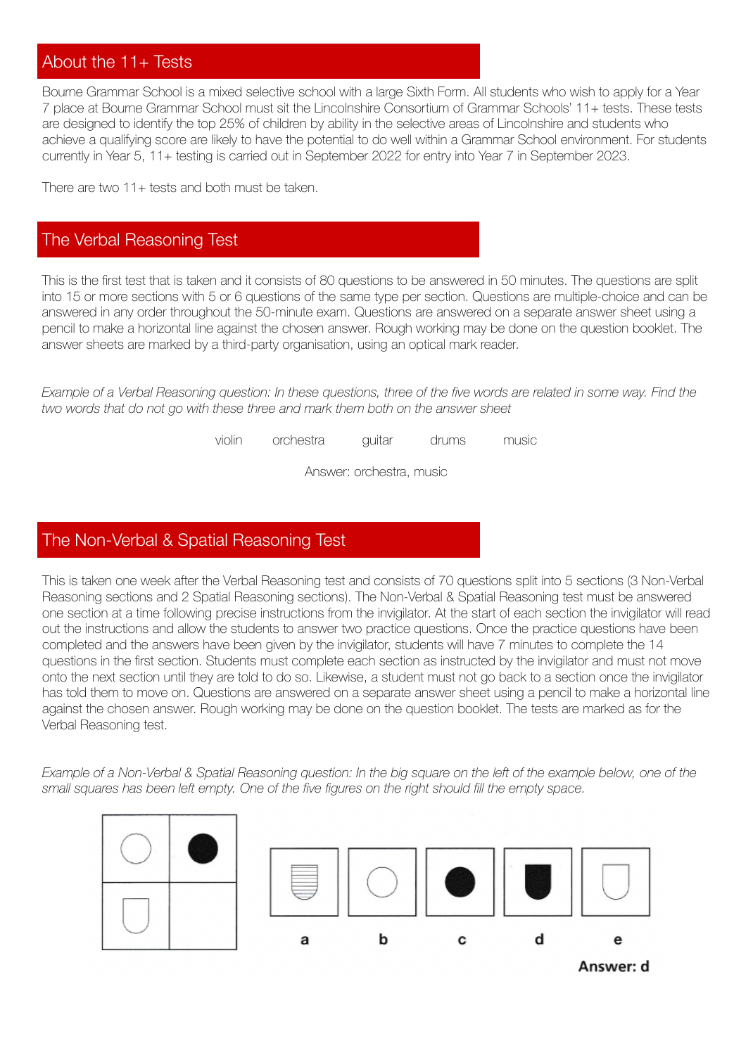## About the 11+ Tests

Bourne Grammar School is a mixed selective school with a large Sixth Form. All students who wish to apply for a Year 7 place at Bourne Grammar School must sit the Lincolnshire Consortium of Grammar Schools' 11+ tests. These tests are designed to identify the top 25% of children by ability in the selective areas of Lincolnshire and students who achieve a qualifying score are likely to have the potential to do well within a Grammar School environment. For students currently in Year 5, 11+ testing is carried out in September 2022 for entry into Year 7 in September 2023.

There are two 11+ tests and both must be taken.

## The Verbal Reasoning Test

This is the first test that is taken and it consists of 80 questions to be answered in 50 minutes. The questions are split into 15 or more sections with 5 or 6 questions of the same type per section. Questions are multiple-choice and can be answered in any order throughout the 50-minute exam. Questions are answered on a separate answer sheet using a pencil to make a horizontal line against the chosen answer. Rough working may be done on the question booklet. The answer sheets are marked by a third-party organisation, using an optical mark reader.

*Example of a Verbal Reasoning question: In these questions, three of the five words are related in some way. Find the two words that do not go with these three and mark them both on the answer sheet*

violin orchestra guitar drums music

Answer: orchestra, music

## The Non-Verbal & Spatial Reasoning Test

This is taken one week after the Verbal Reasoning test and consists of 70 questions split into 5 sections (3 Non-Verbal Reasoning sections and 2 Spatial Reasoning sections). The Non-Verbal & Spatial Reasoning test must be answered one section at a time following precise instructions from the invigilator. At the start of each section the invigilator will read out the instructions and allow the students to answer two practice questions. Once the practice questions have been completed and the answers have been given by the invigilator, students will have 7 minutes to complete the 14 questions in the first section. Students must complete each section as instructed by the invigilator and must not move onto the next section until they are told to do so. Likewise, a student must not go back to a section once the invigilator has told them to move on. Questions are answered on a separate answer sheet using a pencil to make a horizontal line against the chosen answer. Rough working may be done on the question booklet. The tests are marked as for the Verbal Reasoning test.

*Example of a Non-Verbal & Spatial Reasoning question: In the big square on the left of the example below, one of the small squares has been left empty. One of the five figures on the right should fill the empty space.*

a b c d e

**Answer: d**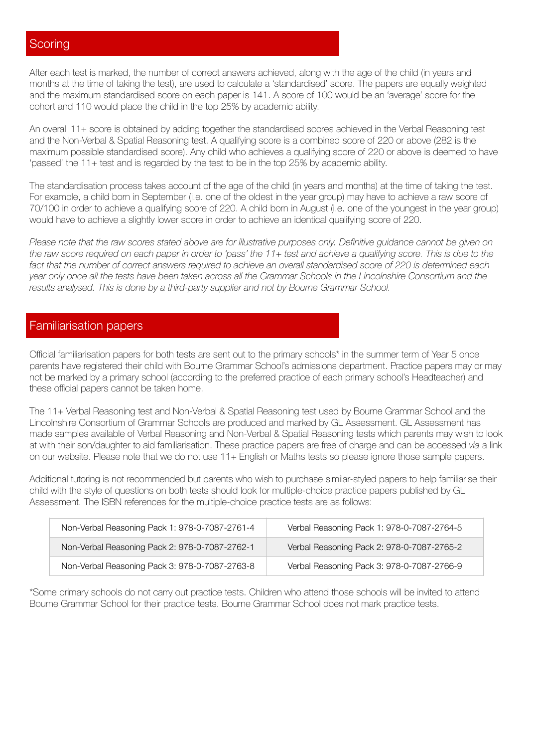## Scoring

After each test is marked, the number of correct answers achieved, along with the age of the child (in years and months at the time of taking the test), are used to calculate a 'standardised' score. The papers are equally weighted and the maximum standardised score on each paper is 141. A score of 100 would be an 'average' score for the cohort and 110 would place the child in the top 25% by academic ability.

An overall 11+ score is obtained by adding together the standardised scores achieved in the Verbal Reasoning test and the Non-Verbal & Spatial Reasoning test. A qualifying score is a combined score of 220 or above (282 is the maximum possible standardised score). Any child who achieves a qualifying score of 220 or above is deemed to have 'passed' the 11+ test and is regarded by the test to be in the top 25% by academic ability.

The standardisation process takes account of the age of the child (in years and months) at the time of taking the test. For example, a child born in September (i.e. one of the oldest in the year group) may have to achieve a raw score of 70/100 in order to achieve a qualifying score of 220. A child born in August (i.e. one of the youngest in the year group) would have to achieve a slightly lower score in order to achieve an identical qualifying score of 220.

*Please note that the raw scores stated above are for illustrative purposes only. Definitive guidance cannot be given on the raw score required on each paper in order to 'pass' the 11+ test and achieve a qualifying score. This is due to the fact that the number of correct answers required to achieve an overall standardised score of 220 is determined each year only once all the tests have been taken across all the Grammar Schools in the Lincolnshire Consortium and the results analysed. This is done by a third-party supplier and not by Bourne Grammar School.*

## Familiarisation papers

Official familiarisation papers for both tests are sent out to the primary schools* in the summer term of Year 5 once parents have registered their child with Bourne Grammar School's admissions department. Practice papers may or may not be marked by a primary school (according to the preferred practice of each primary school's Headteacher) and these official papers cannot be taken home.

The 11+ Verbal Reasoning test and Non-Verbal & Spatial Reasoning test used by Bourne Grammar School and the Lincolnshire Consortium of Grammar Schools are produced and marked by GL Assessment. GL Assessment has made samples available of Verbal Reasoning and Non-Verbal & Spatial Reasoning tests which parents may wish to look at with their son/daughter to aid familiarisation. These practice papers are free of charge and can be accessed *via* a link on our website. Please note that we do not use 11+ English or Maths tests so please ignore those sample papers.

Additional tutoring is not recommended but parents who wish to purchase similar-styled papers to help familiarise their child with the style of questions on both tests should look for multiple-choice practice papers published by GL Assessment. The ISBN references for the multiple-choice practice tests are as follows:

| | |
|---|---|
| Non-Verbal Reasoning Pack 1: 978-0-7087-2761-4 | Verbal Reasoning Pack 1: 978-0-7087-2764-5 |
| Non-Verbal Reasoning Pack 2: 978-0-7087-2762-1 | Verbal Reasoning Pack 2: 978-0-7087-2765-2 |
| Non-Verbal Reasoning Pack 3: 978-0-7087-2763-8 | Verbal Reasoning Pack 3: 978-0-7087-2766-9 |

*Some primary schools do not carry out practice tests. Children who attend those schools will be invited to attend Bourne Grammar School for their practice tests. Bourne Grammar School does not mark practice tests.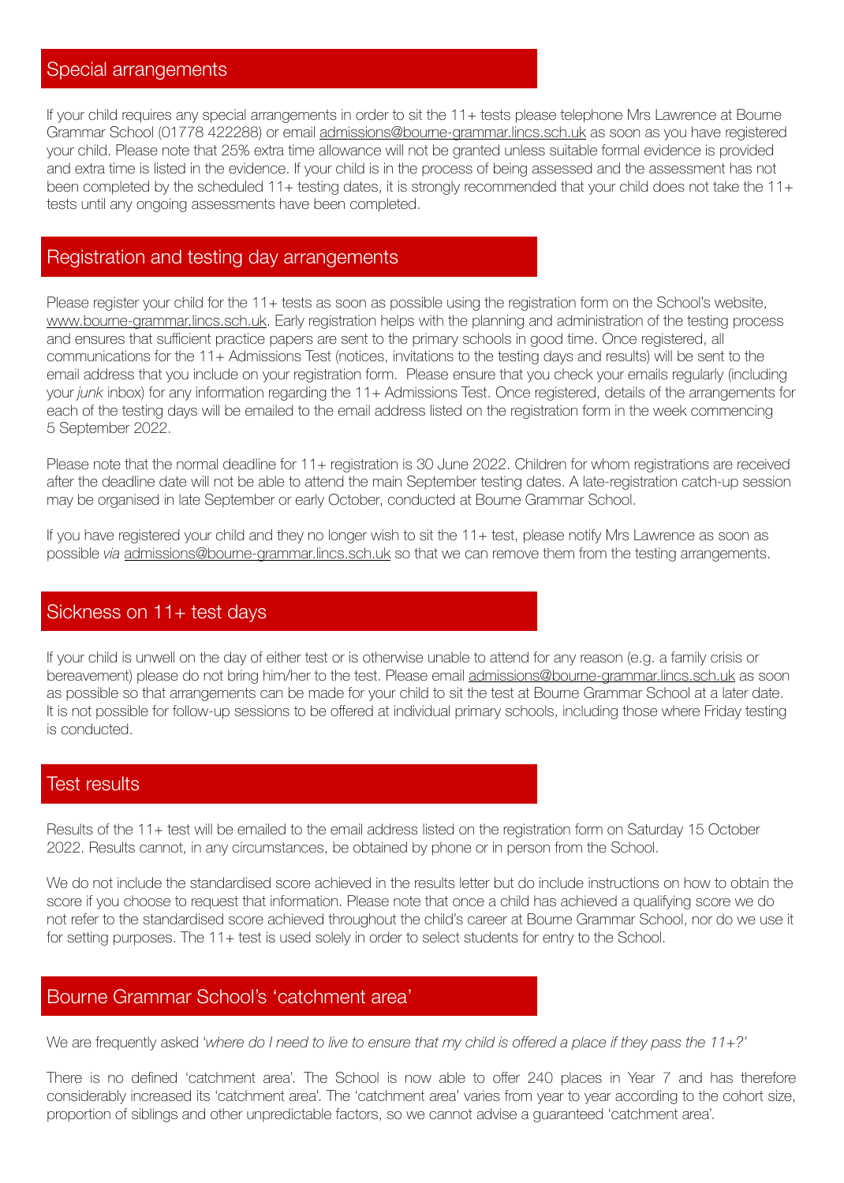## Special arrangements

If your child requires any special arrangements in order to sit the 11+ tests please telephone Mrs Lawrence at Bourne Grammar School (01778 422288) or email admissions@bourne-grammar.lincs.sch.uk as soon as you have registered your child. Please note that 25% extra time allowance will not be granted unless suitable formal evidence is provided and extra time is listed in the evidence. If your child is in the process of being assessed and the assessment has not been completed by the scheduled 11+ testing dates, it is strongly recommended that your child does not take the 11+ tests until any ongoing assessments have been completed.

## Registration and testing day arrangements

Please register your child for the 11+ tests as soon as possible using the registration form on the School's website, www.bourne-grammar.lincs.sch.uk. Early registration helps with the planning and administration of the testing process and ensures that sufficient practice papers are sent to the primary schools in good time. Once registered, all communications for the 11+ Admissions Test (notices, invitations to the testing days and results) will be sent to the email address that you include on your registration form. Please ensure that you check your emails regularly (including your *junk* inbox) for any information regarding the 11+ Admissions Test. Once registered, details of the arrangements for each of the testing days will be emailed to the email address listed on the registration form in the week commencing 5 September 2022.

Please note that the normal deadline for 11+ registration is 30 June 2022. Children for whom registrations are received after the deadline date will not be able to attend the main September testing dates. A late-registration catch-up session may be organised in late September or early October, conducted at Bourne Grammar School.

If you have registered your child and they no longer wish to sit the 11+ test, please notify Mrs Lawrence as soon as possible *via* admissions@bourne-grammar.lincs.sch.uk so that we can remove them from the testing arrangements.

## Sickness on 11+ test days

If your child is unwell on the day of either test or is otherwise unable to attend for any reason (e.g. a family crisis or bereavement) please do not bring him/her to the test. Please email admissions@bourne-grammar.lincs.sch.uk as soon as possible so that arrangements can be made for your child to sit the test at Bourne Grammar School at a later date. It is not possible for follow-up sessions to be offered at individual primary schools, including those where Friday testing is conducted.

## Test results

Results of the 11+ test will be emailed to the email address listed on the registration form on Saturday 15 October 2022. Results cannot, in any circumstances, be obtained by phone or in person from the School.

We do not include the standardised score achieved in the results letter but do include instructions on how to obtain the score if you choose to request that information. Please note that once a child has achieved a qualifying score we do not refer to the standardised score achieved throughout the child's career at Bourne Grammar School, nor do we use it for setting purposes. The 11+ test is used solely in order to select students for entry to the School.

## Bourne Grammar School's 'catchment area'

We are frequently asked *'where do I need to live to ensure that my child is offered a place if they pass the 11+?'*

There is no defined 'catchment area'. The School is now able to offer 240 places in Year 7 and has therefore considerably increased its 'catchment area'. The 'catchment area' varies from year to year according to the cohort size, proportion of siblings and other unpredictable factors, so we cannot advise a guaranteed 'catchment area'.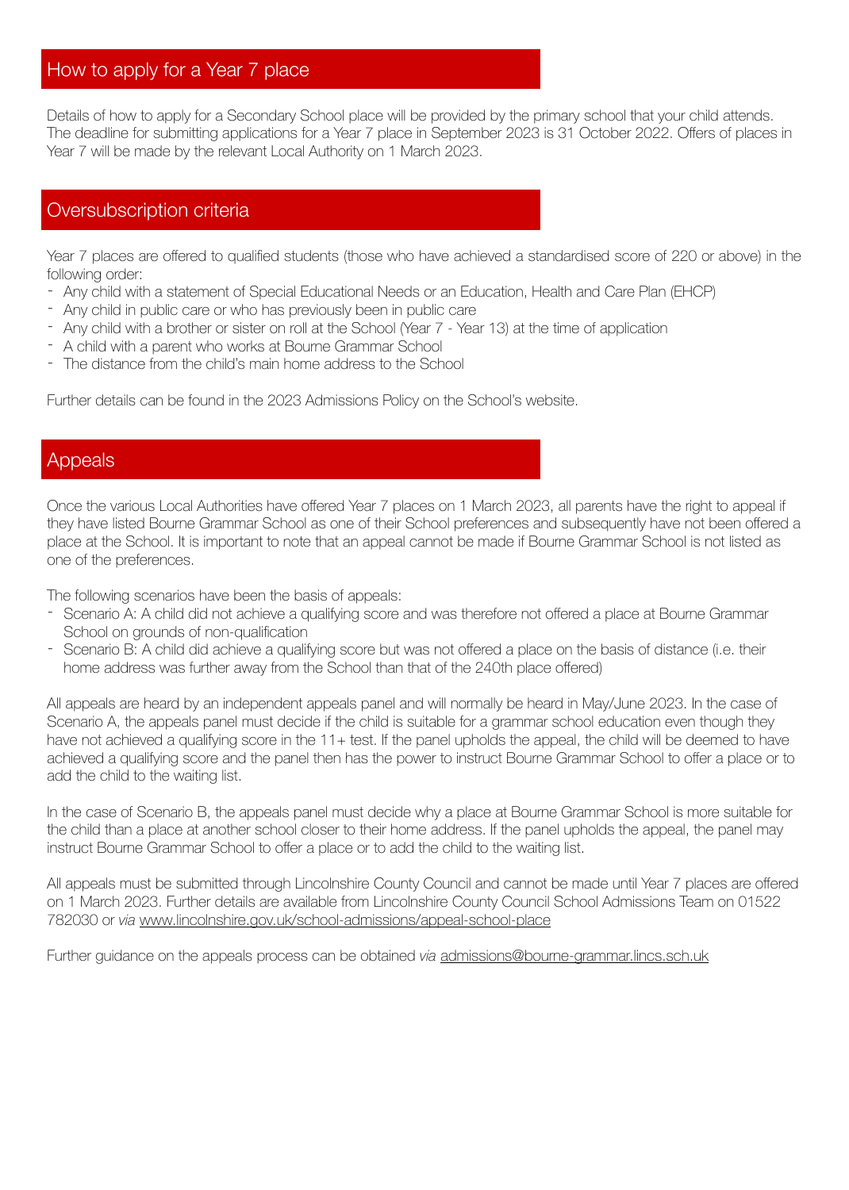## How to apply for a Year 7 place

Details of how to apply for a Secondary School place will be provided by the primary school that your child attends. The deadline for submitting applications for a Year 7 place in September 2023 is 31 October 2022. Offers of places in Year 7 will be made by the relevant Local Authority on 1 March 2023.

## Oversubscription criteria

Year 7 places are offered to qualified students (those who have achieved a standardised score of 220 or above) in the following order:

- Any child with a statement of Special Educational Needs or an Education, Health and Care Plan (EHCP)
- Any child in public care or who has previously been in public care
- Any child with a brother or sister on roll at the School (Year 7 - Year 13) at the time of application
- A child with a parent who works at Bourne Grammar School
- The distance from the child's main home address to the School

Further details can be found in the 2023 Admissions Policy on the School's website.

## Appeals

Once the various Local Authorities have offered Year 7 places on 1 March 2023, all parents have the right to appeal if they have listed Bourne Grammar School as one of their School preferences and subsequently have not been offered a place at the School. It is important to note that an appeal cannot be made if Bourne Grammar School is not listed as one of the preferences.

The following scenarios have been the basis of appeals:

- Scenario A: A child did not achieve a qualifying score and was therefore not offered a place at Bourne Grammar School on grounds of non-qualification
- Scenario B: A child did achieve a qualifying score but was not offered a place on the basis of distance (i.e. their home address was further away from the School than that of the 240th place offered)

All appeals are heard by an independent appeals panel and will normally be heard in May/June 2023. In the case of Scenario A, the appeals panel must decide if the child is suitable for a grammar school education even though they have not achieved a qualifying score in the 11+ test. If the panel upholds the appeal, the child will be deemed to have achieved a qualifying score and the panel then has the power to instruct Bourne Grammar School to offer a place or to add the child to the waiting list.

In the case of Scenario B, the appeals panel must decide why a place at Bourne Grammar School is more suitable for the child than a place at another school closer to their home address. If the panel upholds the appeal, the panel may instruct Bourne Grammar School to offer a place or to add the child to the waiting list.

All appeals must be submitted through Lincolnshire County Council and cannot be made until Year 7 places are offered on 1 March 2023. Further details are available from Lincolnshire County Council School Admissions Team on 01522 782030 or *via* www.lincolnshire.gov.uk/school-admissions/appeal-school-place

Further guidance on the appeals process can be obtained *via* admissions@bourne-grammar.lincs.sch.uk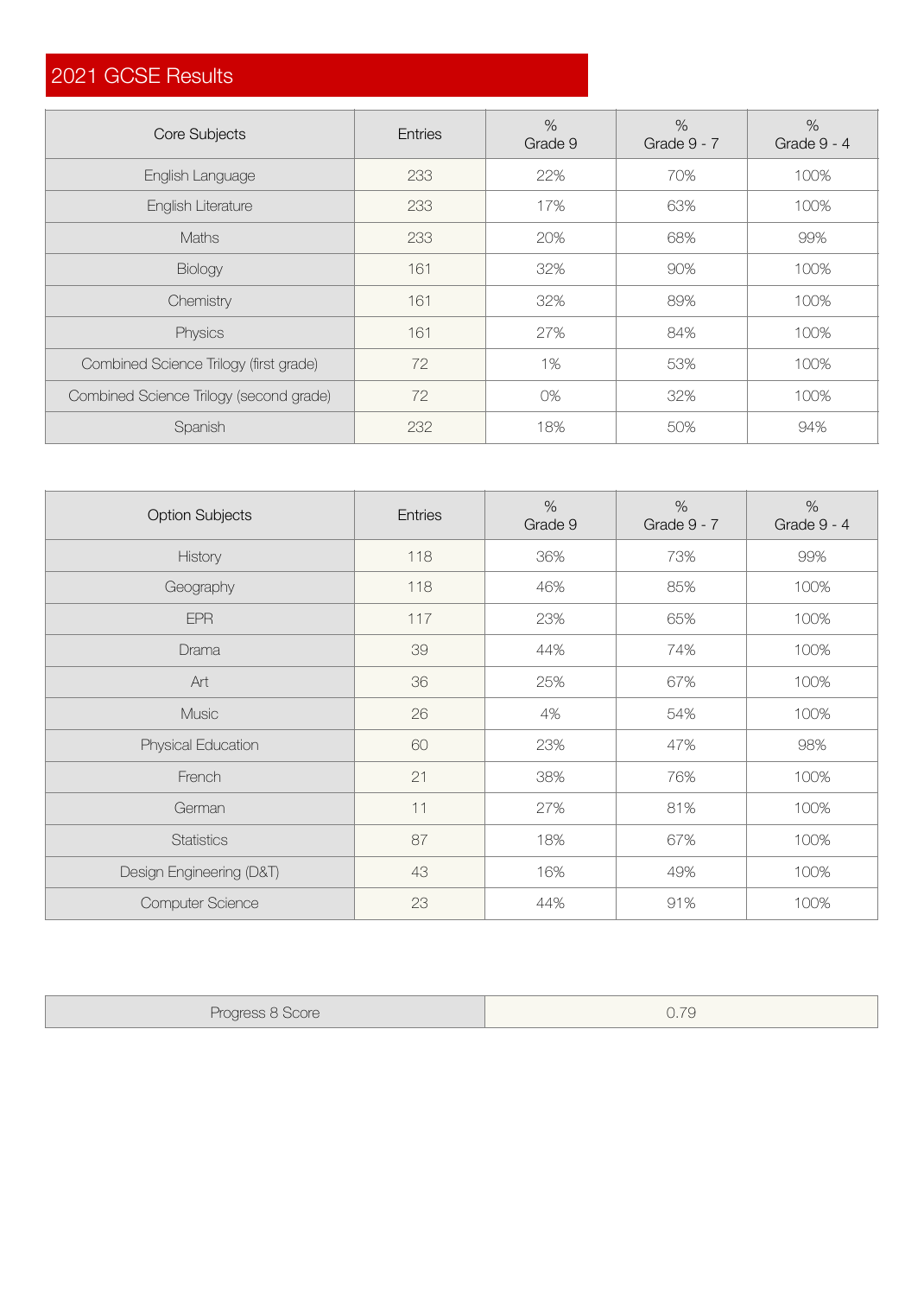# 2021 GCSE Results

| Core Subjects | Entries | % Grade 9 | % Grade 9 - 7 | % Grade 9 - 4 |
|---|---|---|---|---|
| English Language | 233 | 22% | 70% | 100% |
| English Literature | 233 | 17% | 63% | 100% |
| Maths | 233 | 20% | 68% | 99% |
| Biology | 161 | 32% | 90% | 100% |
| Chemistry | 161 | 32% | 89% | 100% |
| Physics | 161 | 27% | 84% | 100% |
| Combined Science Trilogy (first grade) | 72 | 1% | 53% | 100% |
| Combined Science Trilogy (second grade) | 72 | 0% | 32% | 100% |
| Spanish | 232 | 18% | 50% | 94% |

| Option Subjects | Entries | % Grade 9 | % Grade 9 - 7 | % Grade 9 - 4 |
|---|---|---|---|---|
| History | 118 | 36% | 73% | 99% |
| Geography | 118 | 46% | 85% | 100% |
| EPR | 117 | 23% | 65% | 100% |
| Drama | 39 | 44% | 74% | 100% |
| Art | 36 | 25% | 67% | 100% |
| Music | 26 | 4% | 54% | 100% |
| Physical Education | 60 | 23% | 47% | 98% |
| French | 21 | 38% | 76% | 100% |
| German | 11 | 27% | 81% | 100% |
| Statistics | 87 | 18% | 67% | 100% |
| Design Engineering (D&T) | 43 | 16% | 49% | 100% |
| Computer Science | 23 | 44% | 91% | 100% |

| Progress 8 Score | 0.79 |
|---|---|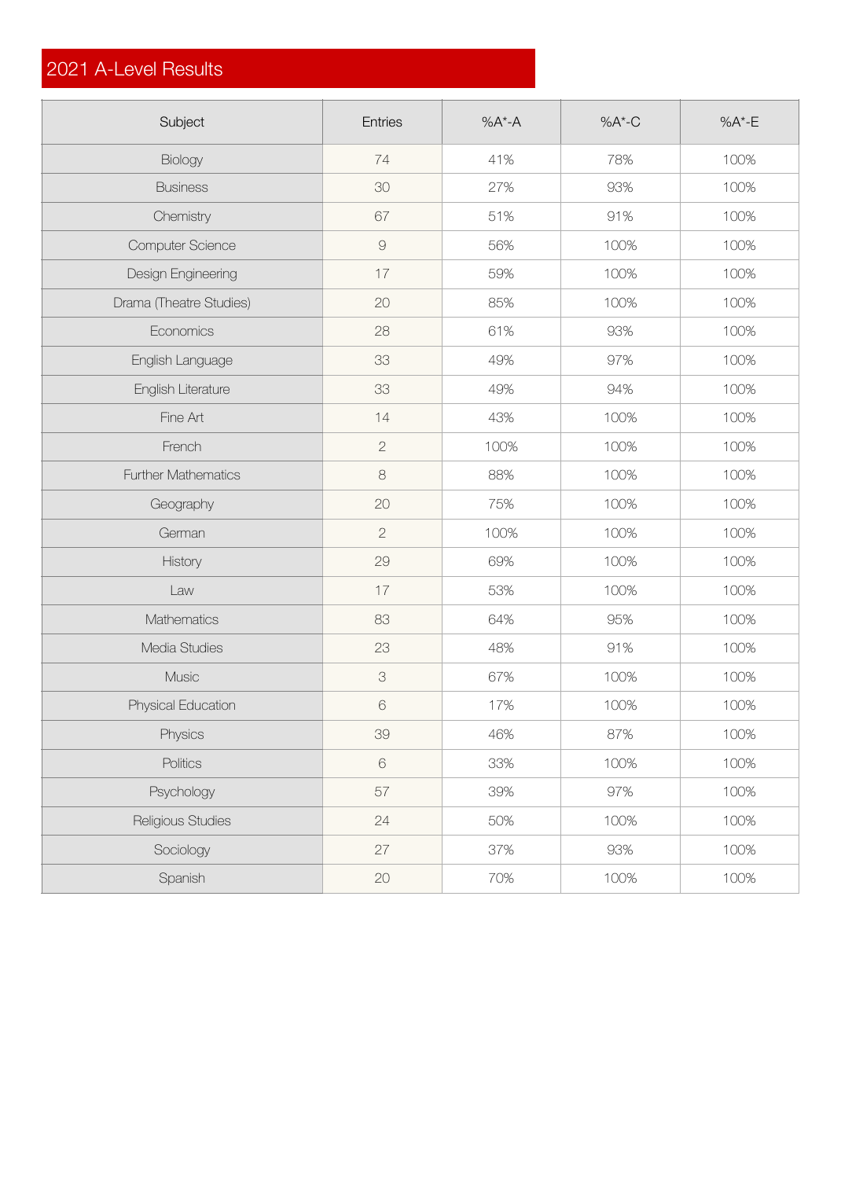## 2021 A-Level Results

| Subject | Entries | %A*-A | %A*-C | %A*-E |
|---|---|---|---|---|
| Biology | 74 | 41% | 78% | 100% |
| Business | 30 | 27% | 93% | 100% |
| Chemistry | 67 | 51% | 91% | 100% |
| Computer Science | 9 | 56% | 100% | 100% |
| Design Engineering | 17 | 59% | 100% | 100% |
| Drama (Theatre Studies) | 20 | 85% | 100% | 100% |
| Economics | 28 | 61% | 93% | 100% |
| English Language | 33 | 49% | 97% | 100% |
| English Literature | 33 | 49% | 94% | 100% |
| Fine Art | 14 | 43% | 100% | 100% |
| French | 2 | 100% | 100% | 100% |
| Further Mathematics | 8 | 88% | 100% | 100% |
| Geography | 20 | 75% | 100% | 100% |
| German | 2 | 100% | 100% | 100% |
| History | 29 | 69% | 100% | 100% |
| Law | 17 | 53% | 100% | 100% |
| Mathematics | 83 | 64% | 95% | 100% |
| Media Studies | 23 | 48% | 91% | 100% |
| Music | 3 | 67% | 100% | 100% |
| Physical Education | 6 | 17% | 100% | 100% |
| Physics | 39 | 46% | 87% | 100% |
| Politics | 6 | 33% | 100% | 100% |
| Psychology | 57 | 39% | 97% | 100% |
| Religious Studies | 24 | 50% | 100% | 100% |
| Sociology | 27 | 37% | 93% | 100% |
| Spanish | 20 | 70% | 100% | 100% |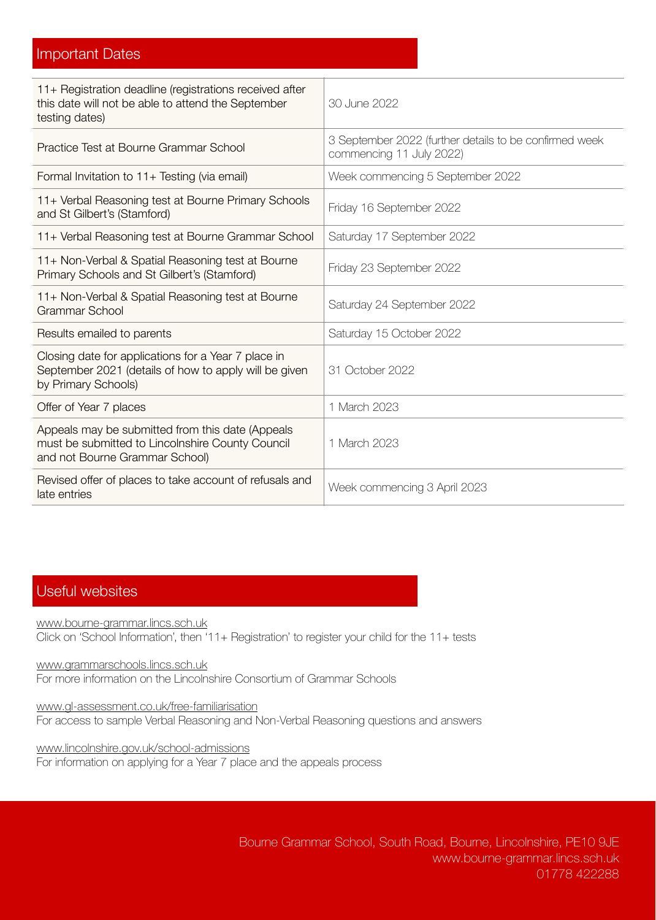## Important Dates

| | |
|---|---|
| 11+ Registration deadline (registrations received after this date will not be able to attend the September testing dates) | 30 June 2022 |
| Practice Test at Bourne Grammar School | 3 September 2022 (further details to be confirmed week commencing 11 July 2022) |
| Formal Invitation to 11+ Testing (via email) | Week commencing 5 September 2022 |
| 11+ Verbal Reasoning test at Bourne Primary Schools and St Gilbert's (Stamford) | Friday 16 September 2022 |
| 11+ Verbal Reasoning test at Bourne Grammar School | Saturday 17 September 2022 |
| 11+ Non-Verbal & Spatial Reasoning test at Bourne Primary Schools and St Gilbert's (Stamford) | Friday 23 September 2022 |
| 11+ Non-Verbal & Spatial Reasoning test at Bourne Grammar School | Saturday 24 September 2022 |
| Results emailed to parents | Saturday 15 October 2022 |
| Closing date for applications for a Year 7 place in September 2021 (details of how to apply will be given by Primary Schools) | 31 October 2022 |
| Offer of Year 7 places | 1 March 2023 |
| Appeals may be submitted from this date (Appeals must be submitted to Lincolnshire County Council and not Bourne Grammar School) | 1 March 2023 |
| Revised offer of places to take account of refusals and late entries | Week commencing 3 April 2023 |

## Useful websites

www.bourne-grammar.lincs.sch.uk
Click on 'School Information', then '11+ Registration' to register your child for the 11+ tests

www.grammarschools.lincs.sch.uk
For more information on the Lincolnshire Consortium of Grammar Schools

www.gl-assessment.co.uk/free-familiarisation
For access to sample Verbal Reasoning and Non-Verbal Reasoning questions and answers

www.lincolnshire.gov.uk/school-admissions
For information on applying for a Year 7 place and the appeals process

Bourne Grammar School, South Road, Bourne, Lincolnshire, PE10 9JE
www.bourne-grammar.lincs.sch.uk
01778 422288